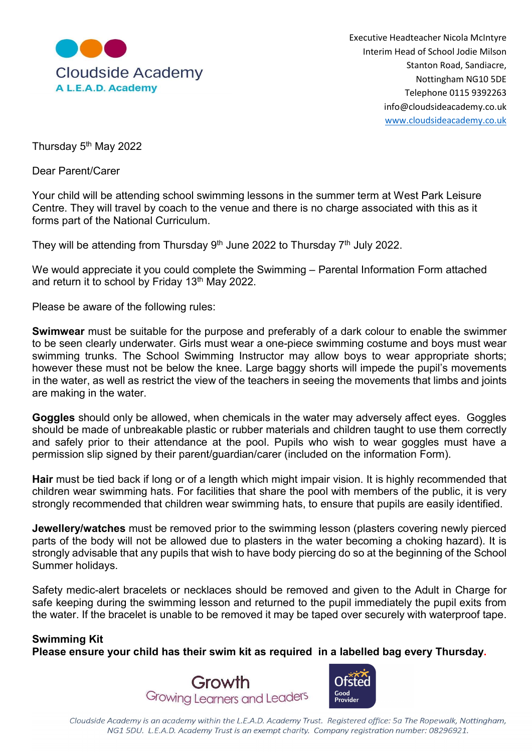Cloudside Academy
A L.E.A.D. Academy

Executive Headteacher Nicola McIntyre
Interim Head of School Jodie Milson
Stanton Road, Sandiacre,
Nottingham NG10 5DE
Telephone 0115 9392263
info@cloudsideacademy.co.uk
www.cloudsideacademy.co.uk

Thursday 5th May 2022

Dear Parent/Carer

Your child will be attending school swimming lessons in the summer term at West Park Leisure Centre. They will travel by coach to the venue and there is no charge associated with this as it forms part of the National Curriculum.

They will be attending from Thursday 9th June 2022 to Thursday 7th July 2022.

We would appreciate it you could complete the Swimming – Parental Information Form attached and return it to school by Friday 13th May 2022.

Please be aware of the following rules:

**Swimwear** must be suitable for the purpose and preferably of a dark colour to enable the swimmer to be seen clearly underwater. Girls must wear a one-piece swimming costume and boys must wear swimming trunks. The School Swimming Instructor may allow boys to wear appropriate shorts; however these must not be below the knee. Large baggy shorts will impede the pupil's movements in the water, as well as restrict the view of the teachers in seeing the movements that limbs and joints are making in the water.

**Goggles** should only be allowed, when chemicals in the water may adversely affect eyes. Goggles should be made of unbreakable plastic or rubber materials and children taught to use them correctly and safely prior to their attendance at the pool. Pupils who wish to wear goggles must have a permission slip signed by their parent/guardian/carer (included on the information Form).

**Hair** must be tied back if long or of a length which might impair vision. It is highly recommended that children wear swimming hats. For facilities that share the pool with members of the public, it is very strongly recommended that children wear swimming hats, to ensure that pupils are easily identified.

**Jewellery/watches** must be removed prior to the swimming lesson (plasters covering newly pierced parts of the body will not be allowed due to plasters in the water becoming a choking hazard). It is strongly advisable that any pupils that wish to have body piercing do so at the beginning of the School Summer holidays.

Safety medic-alert bracelets or necklaces should be removed and given to the Adult in Charge for safe keeping during the swimming lesson and returned to the pupil immediately the pupil exits from the water. If the bracelet is unable to be removed it may be taped over securely with waterproof tape.

**Swimming Kit**
**Please ensure your child has their swim kit as required in a labelled bag every Thursday.**

Growth
Growing Learners and Leaders

Ofsted Good Provider

*Cloudside Academy is an academy within the L.E.A.D. Academy Trust. Registered office: 5a The Ropewalk, Nottingham, NG1 5DU. L.E.A.D. Academy Trust is an exempt charity. Company registration number: 08296921.*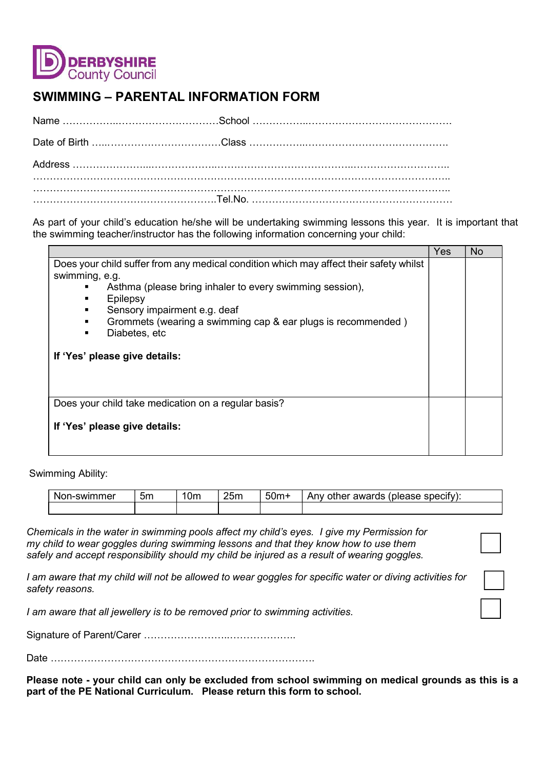DERBYSHIRE
County Council

# SWIMMING – PARENTAL INFORMATION FORM

Name ……………..……………………………School ……………...……………………………………

Date of Birth …...……………………………Class ……………..……………………………………….

Address …………………....………………..……………………………………..………………………..
…………………………………………………………………………………………………………………..
…………………………………………………………………………………………………………………..
……………………………………………….Tel.No. ……………………………………………………

As part of your child's education he/she will be undertaking swimming lessons this year. It is important that the swimming teacher/instructor has the following information concerning your child:

| | Yes | No |
|---|---|---|
| Does your child suffer from any medical condition which may affect their safety whilst swimming, e.g.<br>▪ Asthma (please bring inhaler to every swimming session),<br>▪ Epilepsy<br>▪ Sensory impairment e.g. deaf<br>▪ Grommets (wearing a swimming cap & ear plugs is recommended )<br>▪ Diabetes, etc<br><br>**If 'Yes' please give details:** | | |
| Does your child take medication on a regular basis?<br><br>**If 'Yes' please give details:** | | |

Swimming Ability:

| Non-swimmer | 5m | 10m | 25m | 50m+ | Any other awards (please specify): |
|---|---|---|---|---|---|
| | | | | | |

*Chemicals in the water in swimming pools affect my child's eyes. I give my Permission for my child to wear goggles during swimming lessons and that they know how to use them safely and accept responsibility should my child be injured as a result of wearing goggles.* ☐

*I am aware that my child will not be allowed to wear goggles for specific water or diving activities for safety reasons.* ☐

*I am aware that all jewellery is to be removed prior to swimming activities.* ☐

Signature of Parent/Carer ……………………..………………..

Date ……………………………………………………………………

**Please note - your child can only be excluded from school swimming on medical grounds as this is a part of the PE National Curriculum. Please return this form to school.**